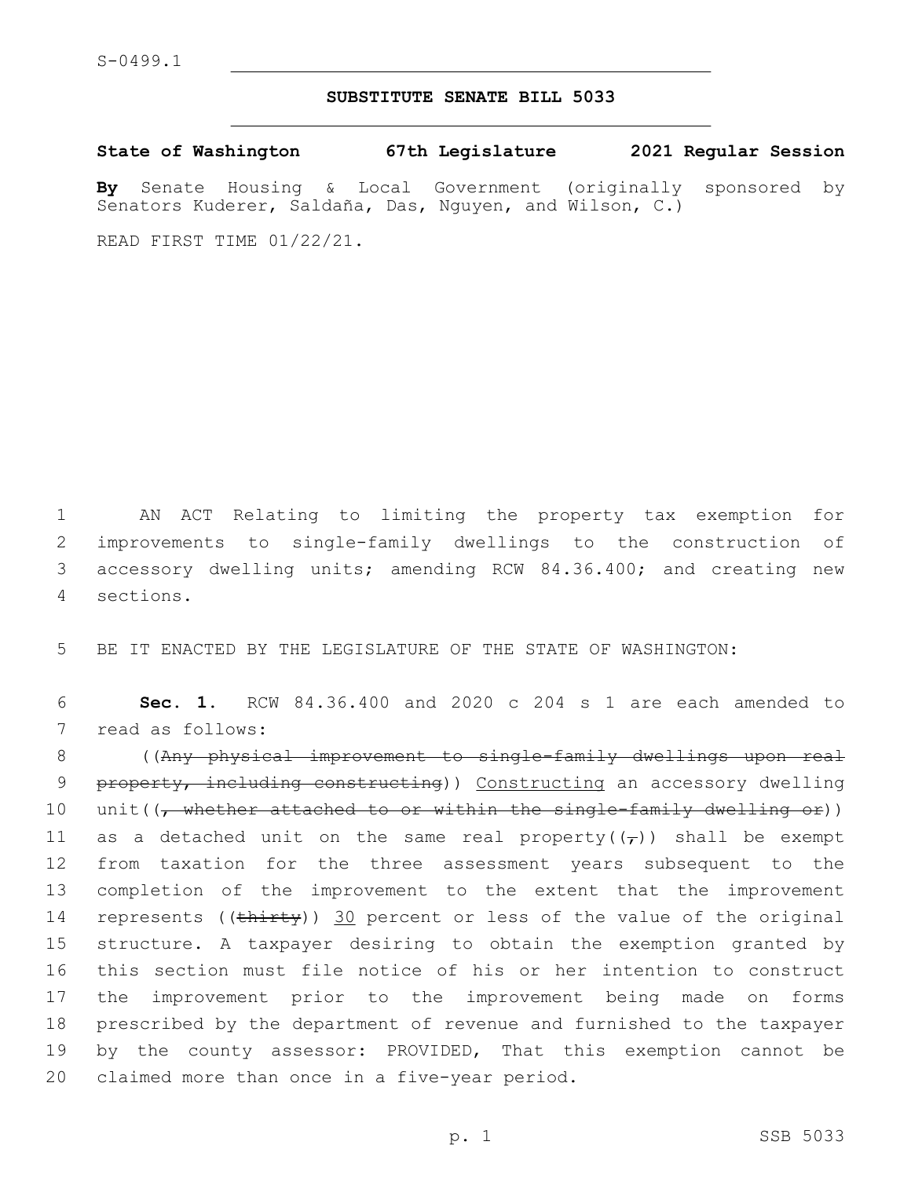S-0499.1

**SUBSTITUTE SENATE BILL 5033**

**State of Washington 67th Legislature 2021 Regular Session**

**By** Senate Housing & Local Government (originally sponsored by Senators Kuderer, Saldaña, Das, Nguyen, and Wilson, C.)

READ FIRST TIME 01/22/21.

AN ACT Relating to limiting the property tax exemption for improvements to single-family dwellings to the construction of accessory dwelling units; amending RCW 84.36.400; and creating new sections.

BE IT ENACTED BY THE LEGISLATURE OF THE STATE OF WASHINGTON:

**Sec. 1.** RCW 84.36.400 and 2020 c 204 s 1 are each amended to read as follows:

((~~Any physical improvement to single-family dwellings upon real property, including constructing~~)) Constructing an accessory dwelling unit((~~, whether attached to or within the single-family dwelling or~~)) as a detached unit on the same real property((~~,~~)) shall be exempt from taxation for the three assessment years subsequent to the completion of the improvement to the extent that the improvement represents ((~~thirty~~)) 30 percent or less of the value of the original structure. A taxpayer desiring to obtain the exemption granted by this section must file notice of his or her intention to construct the improvement prior to the improvement being made on forms prescribed by the department of revenue and furnished to the taxpayer by the county assessor: PROVIDED, That this exemption cannot be claimed more than once in a five-year period.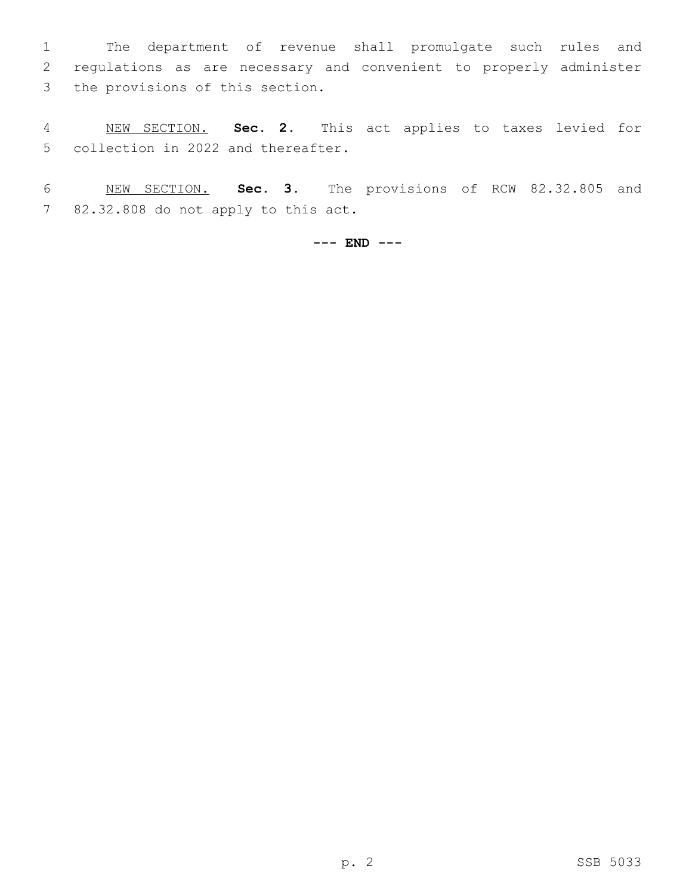The department of revenue shall promulgate such rules and regulations as are necessary and convenient to properly administer the provisions of this section.

NEW SECTION. **Sec. 2.** This act applies to taxes levied for collection in 2022 and thereafter.

NEW SECTION. **Sec. 3.** The provisions of RCW 82.32.805 and 82.32.808 do not apply to this act.

**--- END ---**